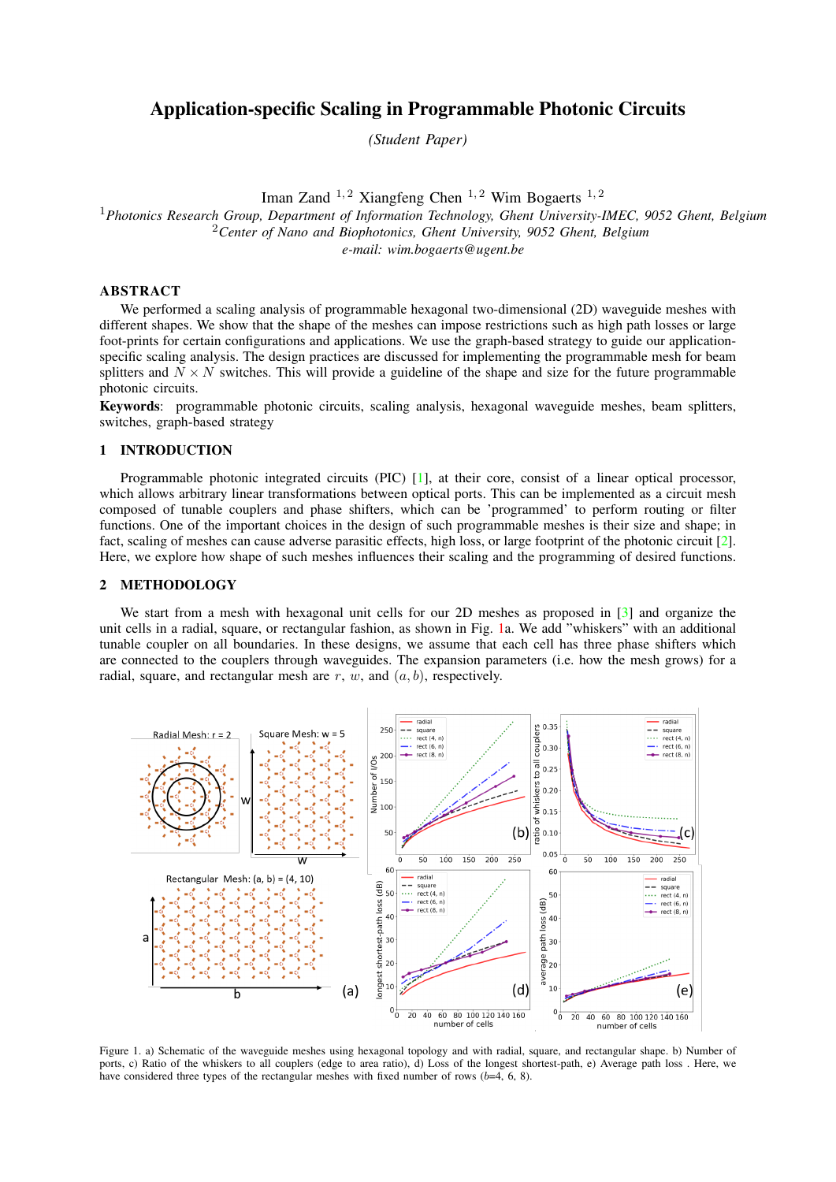# Application-specific Scaling in Programmable Photonic Circuits

*(Student Paper)*

Iman Zand [1,2] Xiangfeng Chen [1,2] Wim Bogaerts [1,2]

[1] *Photonics Research Group, Department of Information Technology, Ghent University-IMEC, 9052 Ghent, Belgium*
[2] *Center of Nano and Biophotonics, Ghent University, 9052 Ghent, Belgium*
*e-mail: wim.bogaerts@ugent.be*

## ABSTRACT

We performed a scaling analysis of programmable hexagonal two-dimensional (2D) waveguide meshes with different shapes. We show that the shape of the meshes can impose restrictions such as high path losses or large foot-prints for certain configurations and applications. We use the graph-based strategy to guide our application-specific scaling analysis. The design practices are discussed for implementing the programmable mesh for beam splitters and $N \times N$ switches. This will provide a guideline of the shape and size for the future programmable photonic circuits.

**Keywords**: programmable photonic circuits, scaling analysis, hexagonal waveguide meshes, beam splitters, switches, graph-based strategy

## 1 INTRODUCTION

Programmable photonic integrated circuits (PIC) [1], at their core, consist of a linear optical processor, which allows arbitrary linear transformations between optical ports. This can be implemented as a circuit mesh composed of tunable couplers and phase shifters, which can be 'programmed' to perform routing or filter functions. One of the important choices in the design of such programmable meshes is their size and shape; in fact, scaling of meshes can cause adverse parasitic effects, high loss, or large footprint of the photonic circuit [2]. Here, we explore how shape of such meshes influences their scaling and the programming of desired functions.

## 2 METHODOLOGY

We start from a mesh with hexagonal unit cells for our 2D meshes as proposed in [3] and organize the unit cells in a radial, square, or rectangular fashion, as shown in Fig. 1a. We add "whiskers" with an additional tunable coupler on all boundaries. In these designs, we assume that each cell has three phase shifters which are connected to the couplers through waveguides. The expansion parameters (i.e. how the mesh grows) for a radial, square, and rectangular mesh are $r$, $w$, and $(a, b)$, respectively.

Figure 1. a) Schematic of the waveguide meshes using hexagonal topology and with radial, square, and rectangular shape. b) Number of ports, c) Ratio of the whiskers to all couplers (edge to area ratio), d) Loss of the longest shortest-path, e) Average path loss . Here, we have considered three types of the rectangular meshes with fixed number of rows ($b$=4, 6, 8).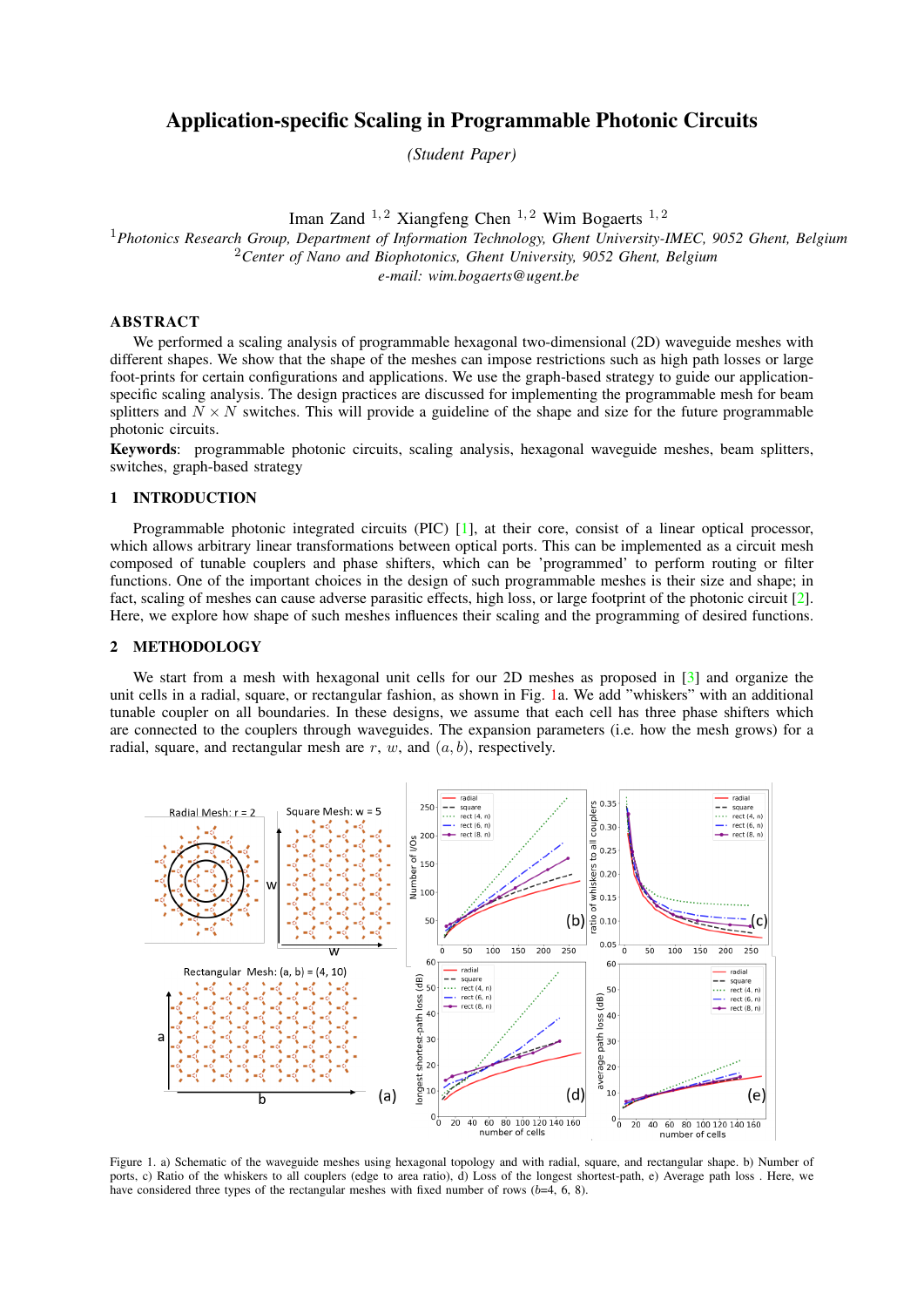# Application-specific Scaling in Programmable Photonic Circuits

*(Student Paper)*

Iman Zand [1,2] Xiangfeng Chen [1,2] Wim Bogaerts [1,2]

[1] *Photonics Research Group, Department of Information Technology, Ghent University-IMEC, 9052 Ghent, Belgium*
[2] *Center of Nano and Biophotonics, Ghent University, 9052 Ghent, Belgium*
*e-mail: wim.bogaerts@ugent.be*

## ABSTRACT

We performed a scaling analysis of programmable hexagonal two-dimensional (2D) waveguide meshes with different shapes. We show that the shape of the meshes can impose restrictions such as high path losses or large foot-prints for certain configurations and applications. We use the graph-based strategy to guide our application-specific scaling analysis. The design practices are discussed for implementing the programmable mesh for beam splitters and $N \times N$ switches. This will provide a guideline of the shape and size for the future programmable photonic circuits.

**Keywords**: programmable photonic circuits, scaling analysis, hexagonal waveguide meshes, beam splitters, switches, graph-based strategy

## 1 INTRODUCTION

Programmable photonic integrated circuits (PIC) [1], at their core, consist of a linear optical processor, which allows arbitrary linear transformations between optical ports. This can be implemented as a circuit mesh composed of tunable couplers and phase shifters, which can be 'programmed' to perform routing or filter functions. One of the important choices in the design of such programmable meshes is their size and shape; in fact, scaling of meshes can cause adverse parasitic effects, high loss, or large footprint of the photonic circuit [2]. Here, we explore how shape of such meshes influences their scaling and the programming of desired functions.

## 2 METHODOLOGY

We start from a mesh with hexagonal unit cells for our 2D meshes as proposed in [3] and organize the unit cells in a radial, square, or rectangular fashion, as shown in Fig. 1a. We add "whiskers" with an additional tunable coupler on all boundaries. In these designs, we assume that each cell has three phase shifters which are connected to the couplers through waveguides. The expansion parameters (i.e. how the mesh grows) for a radial, square, and rectangular mesh are $r$, $w$, and $(a, b)$, respectively.

Radial Mesh: r = 2
Square Mesh: w = 5
w
w
Rectangular Mesh: (a, b) = (4, 10)
a
b
(a)

(b)
Number of I/Os
radial
square
rect (4, n)
rect (6, n)
rect (8, n)
0 50 100 150 200 250
50 100 150 200 250

(c)
ratio of whiskers to all couplers
radial
square
rect (4, n)
rect (6, n)
rect (8, n)
0 50 100 150 200 250
0.05 0.10 0.15 0.20 0.25 0.30 0.35

(d)
longest shortest-path loss (dB)
radial
square
rect (4, n)
rect (6, n)
rect (8, n)
number of cells
0 20 40 60 80 100 120 140 160
0 10 20 30 40 50 60

(e)
average path loss (dB)
radial
square
rect (4, n)
rect (6, n)
rect (8, n)
number of cells
0 20 40 60 80 100 120 140 160
0 10 20 30 40 50 60

Figure 1. a) Schematic of the waveguide meshes using hexagonal topology and with radial, square, and rectangular shape. b) Number of ports, c) Ratio of the whiskers to all couplers (edge to area ratio), d) Loss of the longest shortest-path, e) Average path loss . Here, we have considered three types of the rectangular meshes with fixed number of rows ($b$=4, 6, 8).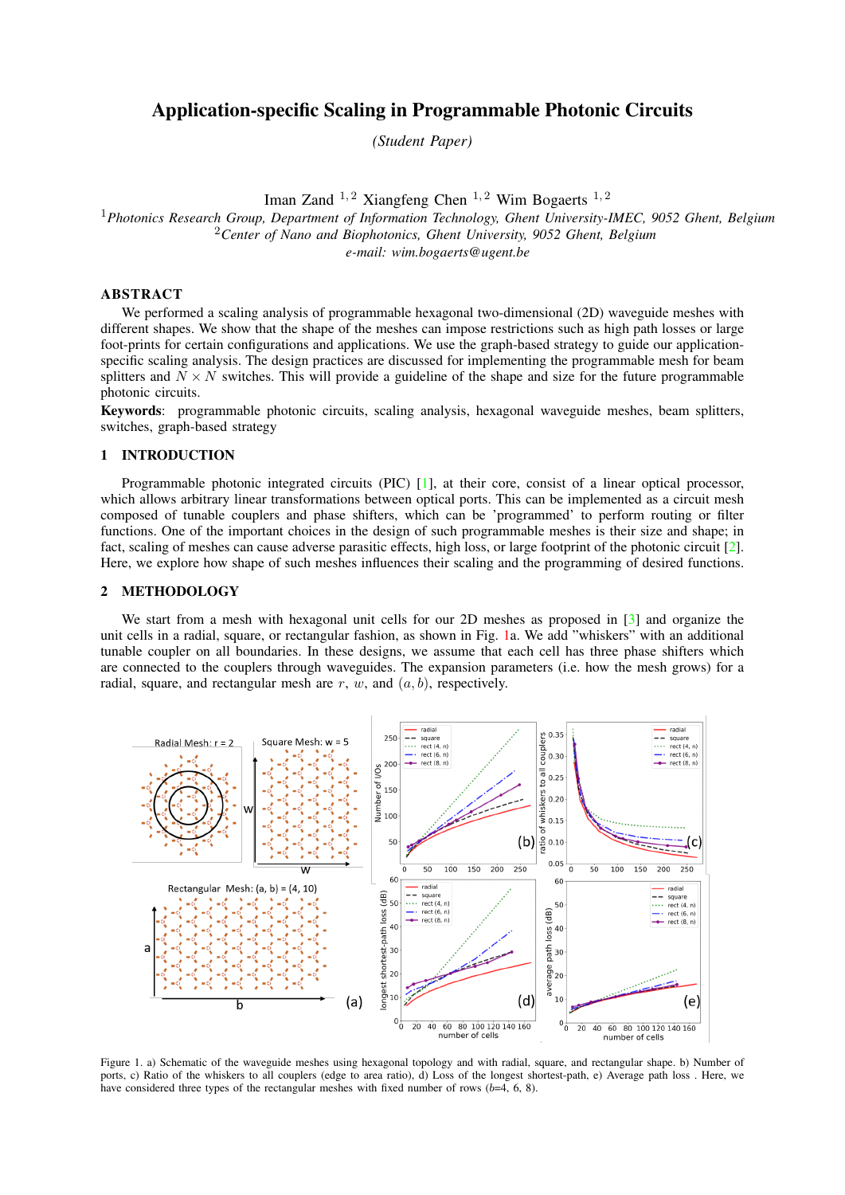# Application-specific Scaling in Programmable Photonic Circuits

*(Student Paper)*

Iman Zand [1,2] Xiangfeng Chen [1,2] Wim Bogaerts [1,2]

[1] *Photonics Research Group, Department of Information Technology, Ghent University-IMEC, 9052 Ghent, Belgium*
[2] *Center of Nano and Biophotonics, Ghent University, 9052 Ghent, Belgium*
*e-mail: wim.bogaerts@ugent.be*

## ABSTRACT

We performed a scaling analysis of programmable hexagonal two-dimensional (2D) waveguide meshes with different shapes. We show that the shape of the meshes can impose restrictions such as high path losses or large foot-prints for certain configurations and applications. We use the graph-based strategy to guide our application-specific scaling analysis. The design practices are discussed for implementing the programmable mesh for beam splitters and $N \times N$ switches. This will provide a guideline of the shape and size for the future programmable photonic circuits.

**Keywords**: programmable photonic circuits, scaling analysis, hexagonal waveguide meshes, beam splitters, switches, graph-based strategy

## 1 INTRODUCTION

Programmable photonic integrated circuits (PIC) [1], at their core, consist of a linear optical processor, which allows arbitrary linear transformations between optical ports. This can be implemented as a circuit mesh composed of tunable couplers and phase shifters, which can be 'programmed' to perform routing or filter functions. One of the important choices in the design of such programmable meshes is their size and shape; in fact, scaling of meshes can cause adverse parasitic effects, high loss, or large footprint of the photonic circuit [2]. Here, we explore how shape of such meshes influences their scaling and the programming of desired functions.

## 2 METHODOLOGY

We start from a mesh with hexagonal unit cells for our 2D meshes as proposed in [3] and organize the unit cells in a radial, square, or rectangular fashion, as shown in Fig. 1a. We add "whiskers" with an additional tunable coupler on all boundaries. In these designs, we assume that each cell has three phase shifters which are connected to the couplers through waveguides. The expansion parameters (i.e. how the mesh grows) for a radial, square, and rectangular mesh are $r$, $w$, and $(a, b)$, respectively.

Radial Mesh: r = 2
Square Mesh: w = 5
Rectangular Mesh: (a, b) = (4, 10)
(a) (b) (c) (d) (e)
Number of I/Os
ratio of whiskers to all couplers
longest shortest-path loss (dB)
average path loss (dB)
number of cells
radial, square, rect (4, n), rect (6, n), rect (8, n)

Figure 1. a) Schematic of the waveguide meshes using hexagonal topology and with radial, square, and rectangular shape. b) Number of ports, c) Ratio of the whiskers to all couplers (edge to area ratio), d) Loss of the longest shortest-path, e) Average path loss . Here, we have considered three types of the rectangular meshes with fixed number of rows ($b$=4, 6, 8).